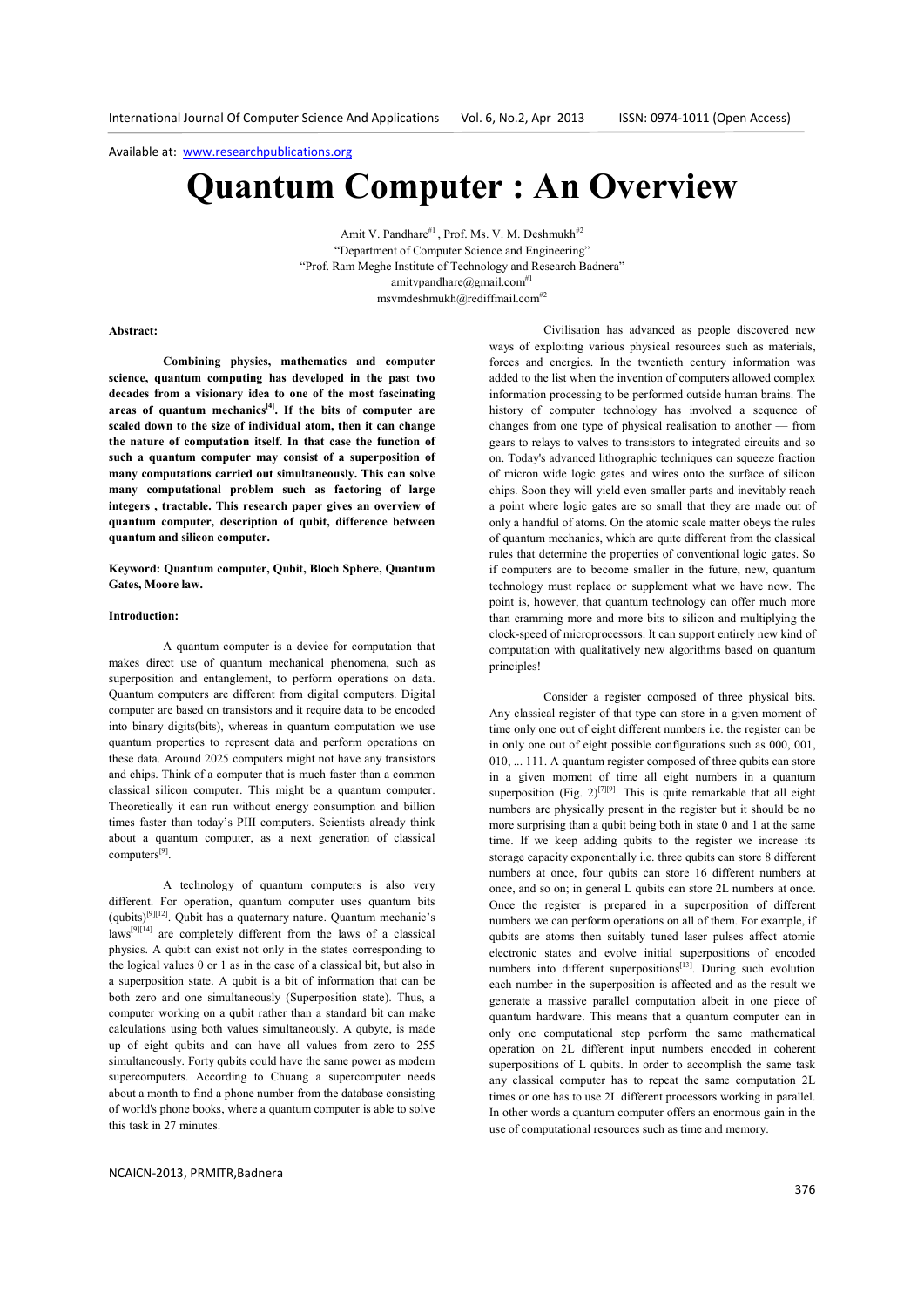Available at: www.researchpublications.org

# Quantum Computer : An Overview

Amit V. Pandhare[#1] , Prof. Ms. V. M. Deshmukh[#2]

"Department of Computer Science and Engineering"

"Prof. Ram Meghe Institute of Technology and Research Badnera"

amitvpandhare@gmail.com[#1]

msvmdeshmukh@rediffmail.com[#2]

**Abstract:**

**Combining physics, mathematics and computer science, quantum computing has developed in the past two decades from a visionary idea to one of the most fascinating areas of quantum mechanics[4]. If the bits of computer are scaled down to the size of individual atom, then it can change the nature of computation itself. In that case the function of such a quantum computer may consist of a superposition of many computations carried out simultaneously. This can solve many computational problem such as factoring of large integers , tractable. This research paper gives an overview of quantum computer, description of qubit, difference between quantum and silicon computer.**

**Keyword: Quantum computer, Qubit, Bloch Sphere, Quantum Gates, Moore law.**

**Introduction:**

A quantum computer is a device for computation that makes direct use of quantum mechanical phenomena, such as superposition and entanglement, to perform operations on data. Quantum computers are different from digital computers. Digital computer are based on transistors and it require data to be encoded into binary digits(bits), whereas in quantum computation we use quantum properties to represent data and perform operations on these data. Around 2025 computers might not have any transistors and chips. Think of a computer that is much faster than a common classical silicon computer. This might be a quantum computer. Theoretically it can run without energy consumption and billion times faster than today's PIII computers. Scientists already think about a quantum computer, as a next generation of classical computers[9].

A technology of quantum computers is also very different. For operation, quantum computer uses quantum bits (qubits)[9][12]. Qubit has a quaternary nature. Quantum mechanic's laws[9][14] are completely different from the laws of a classical physics. A qubit can exist not only in the states corresponding to the logical values 0 or 1 as in the case of a classical bit, but also in a superposition state. A qubit is a bit of information that can be both zero and one simultaneously (Superposition state). Thus, a computer working on a qubit rather than a standard bit can make calculations using both values simultaneously. A qubyte, is made up of eight qubits and can have all values from zero to 255 simultaneously. Forty qubits could have the same power as modern supercomputers. According to Chuang a supercomputer needs about a month to find a phone number from the database consisting of world's phone books, where a quantum computer is able to solve this task in 27 minutes.

Civilisation has advanced as people discovered new ways of exploiting various physical resources such as materials, forces and energies. In the twentieth century information was added to the list when the invention of computers allowed complex information processing to be performed outside human brains. The history of computer technology has involved a sequence of changes from one type of physical realisation to another — from gears to relays to valves to transistors to integrated circuits and so on. Today's advanced lithographic techniques can squeeze fraction of micron wide logic gates and wires onto the surface of silicon chips. Soon they will yield even smaller parts and inevitably reach a point where logic gates are so small that they are made out of only a handful of atoms. On the atomic scale matter obeys the rules of quantum mechanics, which are quite different from the classical rules that determine the properties of conventional logic gates. So if computers are to become smaller in the future, new, quantum technology must replace or supplement what we have now. The point is, however, that quantum technology can offer much more than cramming more and more bits to silicon and multiplying the clock-speed of microprocessors. It can support entirely new kind of computation with qualitatively new algorithms based on quantum principles!

Consider a register composed of three physical bits. Any classical register of that type can store in a given moment of time only one out of eight different numbers i.e. the register can be in only one out of eight possible configurations such as 000, 001, 010, ... 111. A quantum register composed of three qubits can store in a given moment of time all eight numbers in a quantum superposition (Fig. 2)[7][9]. This is quite remarkable that all eight numbers are physically present in the register but it should be no more surprising than a qubit being both in state 0 and 1 at the same time. If we keep adding qubits to the register we increase its storage capacity exponentially i.e. three qubits can store 8 different numbers at once, four qubits can store 16 different numbers at once, and so on; in general L qubits can store 2L numbers at once. Once the register is prepared in a superposition of different numbers we can perform operations on all of them. For example, if qubits are atoms then suitably tuned laser pulses affect atomic electronic states and evolve initial superpositions of encoded numbers into different superpositions[13]. During such evolution each number in the superposition is affected and as the result we generate a massive parallel computation albeit in one piece of quantum hardware. This means that a quantum computer can in only one computational step perform the same mathematical operation on 2L different input numbers encoded in coherent superpositions of L qubits. In order to accomplish the same task any classical computer has to repeat the same computation 2L times or one has to use 2L different processors working in parallel. In other words a quantum computer offers an enormous gain in the use of computational resources such as time and memory.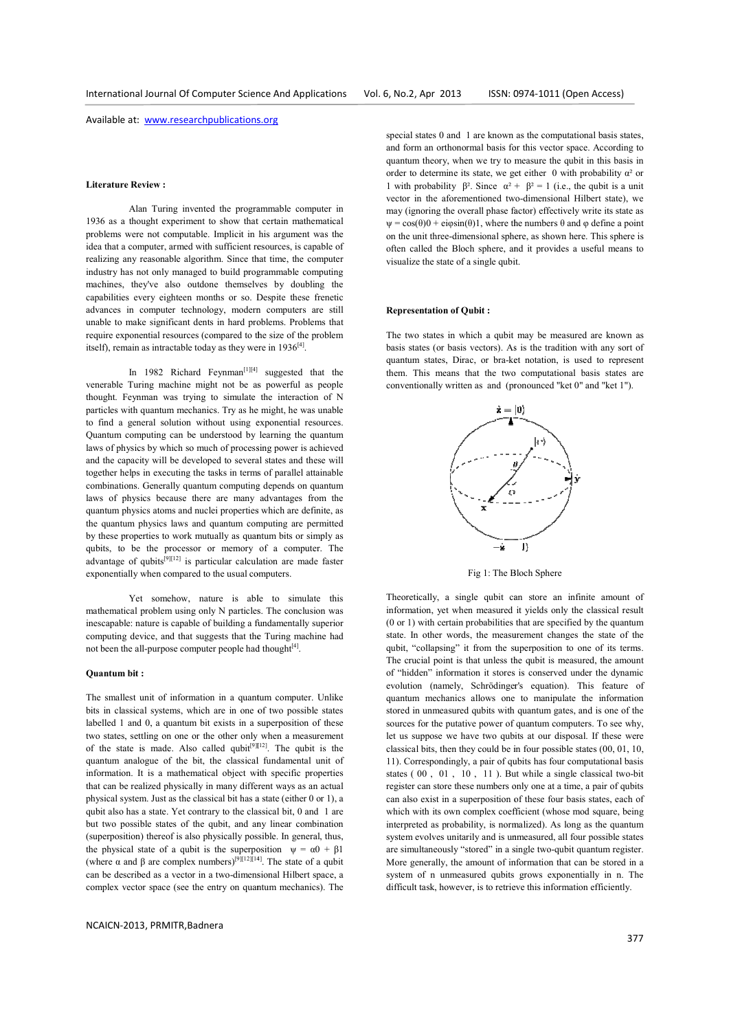Available at: www.researchpublications.org

**Literature Review :**

Alan Turing invented the programmable computer in 1936 as a thought experiment to show that certain mathematical problems were not computable. Implicit in his argument was the idea that a computer, armed with sufficient resources, is capable of realizing any reasonable algorithm. Since that time, the computer industry has not only managed to build programmable computing machines, they've also outdone themselves by doubling the capabilities every eighteen months or so. Despite these frenetic advances in computer technology, modern computers are still unable to make significant dents in hard problems. Problems that require exponential resources (compared to the size of the problem itself), remain as intractable today as they were in 1936[4].

In 1982 Richard Feynman[1][4] suggested that the venerable Turing machine might not be as powerful as people thought. Feynman was trying to simulate the interaction of N particles with quantum mechanics. Try as he might, he was unable to find a general solution without using exponential resources. Quantum computing can be understood by learning the quantum laws of physics by which so much of processing power is achieved and the capacity will be developed to several states and these will together helps in executing the tasks in terms of parallel attainable combinations. Generally quantum computing depends on quantum laws of physics because there are many advantages from the quantum physics atoms and nuclei properties which are definite, as the quantum physics laws and quantum computing are permitted by these properties to work mutually as quantum bits or simply as qubits, to be the processor or memory of a computer. The advantage of qubits[9][12] is particular calculation are made faster exponentially when compared to the usual computers.

Yet somehow, nature is able to simulate this mathematical problem using only N particles. The conclusion was inescapable: nature is capable of building a fundamentally superior computing device, and that suggests that the Turing machine had not been the all-purpose computer people had thought[4].

**Quantum bit :**

The smallest unit of information in a quantum computer. Unlike bits in classical systems, which are in one of two possible states labelled 1 and 0, a quantum bit exists in a superposition of these two states, settling on one or the other only when a measurement of the state is made. Also called qubit[9][12]. The qubit is the quantum analogue of the bit, the classical fundamental unit of information. It is a mathematical object with specific properties that can be realized physically in many different ways as an actual physical system. Just as the classical bit has a state (either 0 or 1), a qubit also has a state. Yet contrary to the classical bit, 0 and 1 are but two possible states of the qubit, and any linear combination (superposition) thereof is also physically possible. In general, thus, the physical state of a qubit is the superposition $\psi = \alpha 0 + \beta 1$ (where α and β are complex numbers)[9][12][14]. The state of a qubit can be described as a vector in a two-dimensional Hilbert space, a complex vector space (see the entry on quantum mechanics). The special states 0 and 1 are known as the computational basis states, and form an orthonormal basis for this vector space. According to quantum theory, when we try to measure the qubit in this basis in order to determine its state, we get either 0 with probability $\alpha^2$ or 1 with probability $\beta^2$. Since $\alpha^2 + \beta^2 = 1$ (i.e., the qubit is a unit vector in the aforementioned two-dimensional Hilbert state), we may (ignoring the overall phase factor) effectively write its state as $\psi = \cos(\theta)0 + e^{i\varphi}\sin(\theta)1$, where the numbers θ and φ define a point on the unit three-dimensional sphere, as shown here. This sphere is often called the Bloch sphere, and it provides a useful means to visualize the state of a single qubit.

**Representation of Qubit :**

The two states in which a qubit may be measured are known as basis states (or basis vectors). As is the tradition with any sort of quantum states, Dirac, or bra-ket notation, is used to represent them. This means that the two computational basis states are conventionally written as and (pronounced "ket 0" and "ket 1").

$\hat{z} = |0\rangle$

$|\psi\rangle$

θ

φ

x

ŷ

$-\hat{z}$ $|1\rangle$

Fig 1: The Bloch Sphere

Theoretically, a single qubit can store an infinite amount of information, yet when measured it yields only the classical result (0 or 1) with certain probabilities that are specified by the quantum state. In other words, the measurement changes the state of the qubit, "collapsing" it from the superposition to one of its terms. The crucial point is that unless the qubit is measured, the amount of "hidden" information it stores is conserved under the dynamic evolution (namely, Schrödinger's equation). This feature of quantum mechanics allows one to manipulate the information stored in unmeasured qubits with quantum gates, and is one of the sources for the putative power of quantum computers. To see why, let us suppose we have two qubits at our disposal. If these were classical bits, then they could be in four possible states (00, 01, 10, 11). Correspondingly, a pair of qubits has four computational basis states ( 00 , 01 , 10 , 11 ). But while a single classical two-bit register can store these numbers only one at a time, a pair of qubits can also exist in a superposition of these four basis states, each of which with its own complex coefficient (whose mod square, being interpreted as probability, is normalized). As long as the quantum system evolves unitarily and is unmeasured, all four possible states are simultaneously "stored" in a single two-qubit quantum register. More generally, the amount of information that can be stored in a system of n unmeasured qubits grows exponentially in n. The difficult task, however, is to retrieve this information efficiently.

NCAICN-2013, PRMITR,Badnera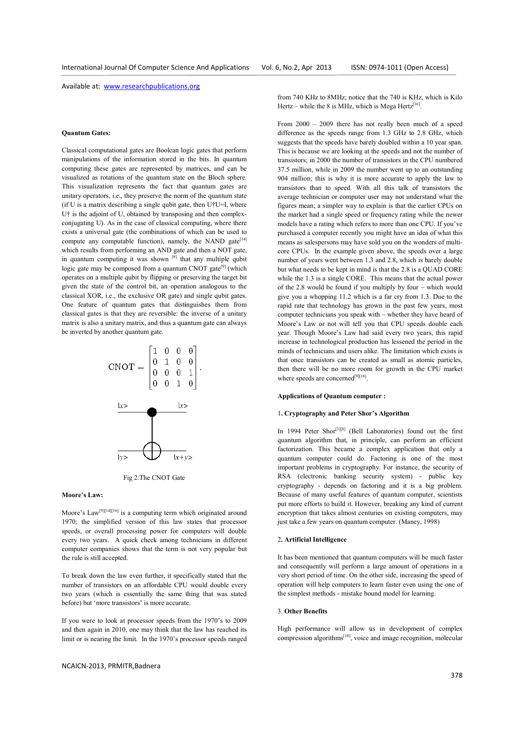Available at: www.researchpublications.org

**Quantum Gates:**

Classical computational gates are Boolean logic gates that perform manipulations of the information stored in the bits. In quantum computing these gates are represented by matrices, and can be visualized as rotations of the quantum state on the Bloch sphere. This visualization represents the fact that quantum gates are unitary operators, i.e., they preserve the norm of the quantum state (if U is a matrix describing a single qubit gate, then $U^\dagger U=I$, where $U^\dagger$ is the adjoint of U, obtained by transposing and then complex-conjugating U). As in the case of classical computing, where there exists a universal gate (the combinations of which can be used to compute any computable function), namely, the NAND gate[14] which results from performing an AND gate and then a NOT gate, in quantum computing it was shown [9] that any multiple qubit logic gate may be composed from a quantum CNOT gate[9] (which operates on a multiple qubit by flipping or preserving the target bit given the state of the control bit, an operation analogous to the classical XOR, i.e., the exclusive OR gate) and single qubit gates. One feature of quantum gates that distinguishes them from classical gates is that they are reversible: the inverse of a unitary matrix is also a unitary matrix, and thus a quantum gate can always be inverted by another quantum gate.

$$\text{CNOT} = \begin{bmatrix} 1 & 0 & 0 & 0 \\ 0 & 1 & 0 & 0 \\ 0 & 0 & 0 & 1 \\ 0 & 0 & 1 & 0 \end{bmatrix}.$$

|x> |x>

|y> |x+y>

Fig 2:The CNOT Gate

**Moore's Law:**

Moore's Law[9][14][16] is a computing term which originated around 1970; the simplified version of this law states that processor speeds, or overall processing power for computers will double every two years. A quick check among technicians in different computer companies shows that the term is not very popular but the rule is still accepted.

To break down the law even further, it specifically stated that the number of transistors on an affordable CPU would double every two years (which is essentially the same thing that was stated before) but 'more transistors' is more accurate.

If you were to look at processor speeds from the 1970's to 2009 and then again in 2010, one may think that the law has reached its limit or is nearing the limit. In the 1970's processor speeds ranged from 740 KHz to 8MHz; notice that the 740 is KHz, which is Kilo Hertz – while the 8 is MHz, which is Mega Hertz[16].

From 2000 – 2009 there has not really been much of a speed difference as the speeds range from 1.3 GHz to 2.8 GHz, which suggests that the speeds have barely doubled within a 10 year span. This is because we are looking at the speeds and not the number of transistors; in 2000 the number of transistors in the CPU numbered 37.5 million, while in 2009 the number went up to an outstanding 904 million; this is why it is more accurate to apply the law to transistors than to speed. With all this talk of transistors the average technician or computer user may not understand what the figures mean; a simpler way to explain is that the earlier CPUs on the market had a single speed or frequency rating while the newer models have a rating which refers to more than one CPU. If you've purchased a computer recently you might have an idea of what this means as salespersons may have sold you on the wonders of multi-core CPUs. In the example given above, the speeds over a large number of years went between 1.3 and 2.8, which is barely double but what needs to be kept in mind is that the 2.8 is a QUAD CORE while the 1.3 is a single CORE. This means that the actual power of the 2.8 would be found if you multiply by four – which would give you a whopping 11.2 which is a far cry from 1.3. Due to the rapid rate that technology has grown in the past few years, most computer technicians you speak with – whether they have heard of Moore's Law or not will tell you that CPU speeds double each year. Though Moore's Law had said every two years, this rapid increase in technological production has lessened the period in the minds of technicians and users alike. The limitation which exists is that once transistors can be created as small as atomic particles, then there will be no more room for growth in the CPU market where speeds are concerned[9][16].

**Applications of Quantum computer :**

**1. Cryptography and Peter Shor's Algorithm**

In 1994 Peter Shor[3][8] (Bell Laboratories) found out the first quantum algorithm that, in principle, can perform an efficient factorization. This became a complex application that only a quantum computer could do. Factoring is one of the most important problems in cryptography. For instance, the security of RSA (electronic banking security system) - public key cryptography - depends on factoring and it is a big problem. Because of many useful features of quantum computer, scientists put more efforts to build it. However, breaking any kind of current encryption that takes almost centuries on existing computers, may just take a few years on quantum computer. (Maney, 1998)

**2. Artificial Intelligence**

It has been mentioned that quantum computers will be much faster and consequently will perform a large amount of operations in a very short period of time. On the other side, increasing the speed of operation will help computers to learn faster even using the one of the simplest methods - mistake bound model for learning.

3. **Other Benefits**

High performance will allow us in development of complex compression algorithms[10], voice and image recognition, molecular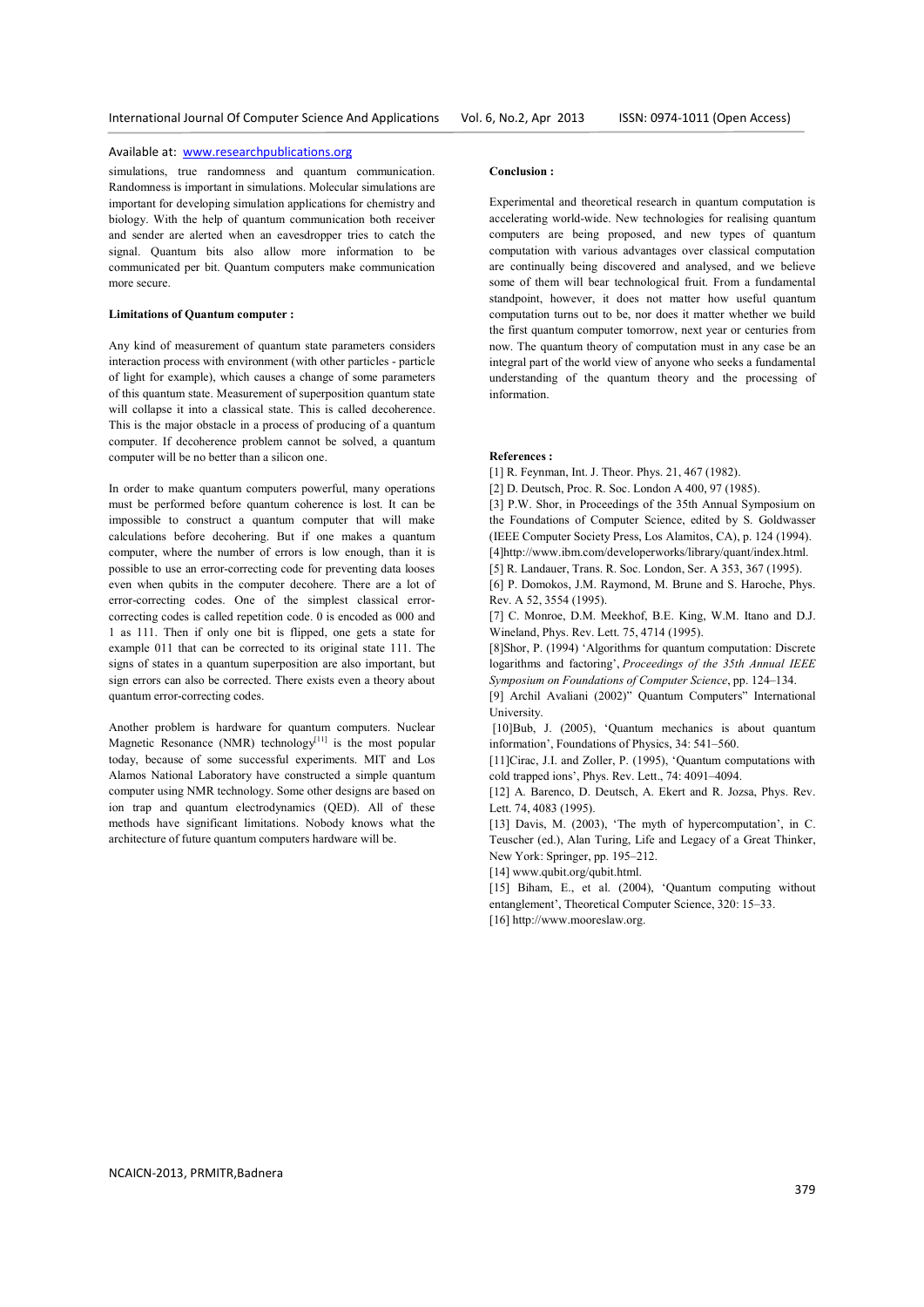simulations, true randomness and quantum communication. Randomness is important in simulations. Molecular simulations are important for developing simulation applications for chemistry and biology. With the help of quantum communication both receiver and sender are alerted when an eavesdropper tries to catch the signal. Quantum bits also allow more information to be communicated per bit. Quantum computers make communication more secure.

**Limitations of Quantum computer :**

Any kind of measurement of quantum state parameters considers interaction process with environment (with other particles - particle of light for example), which causes a change of some parameters of this quantum state. Measurement of superposition quantum state will collapse it into a classical state. This is called decoherence. This is the major obstacle in a process of producing of a quantum computer. If decoherence problem cannot be solved, a quantum computer will be no better than a silicon one.

In order to make quantum computers powerful, many operations must be performed before quantum coherence is lost. It can be impossible to construct a quantum computer that will make calculations before decohering. But if one makes a quantum computer, where the number of errors is low enough, than it is possible to use an error-correcting code for preventing data looses even when qubits in the computer decohere. There are a lot of error-correcting codes. One of the simplest classical error-correcting codes is called repetition code. 0 is encoded as 000 and 1 as 111. Then if only one bit is flipped, one gets a state for example 011 that can be corrected to its original state 111. The signs of states in a quantum superposition are also important, but sign errors can also be corrected. There exists even a theory about quantum error-correcting codes.

Another problem is hardware for quantum computers. Nuclear Magnetic Resonance (NMR) technology[11] is the most popular today, because of some successful experiments. MIT and Los Alamos National Laboratory have constructed a simple quantum computer using NMR technology. Some other designs are based on ion trap and quantum electrodynamics (QED). All of these methods have significant limitations. Nobody knows what the architecture of future quantum computers hardware will be.

**Conclusion :**

Experimental and theoretical research in quantum computation is accelerating world-wide. New technologies for realising quantum computers are being proposed, and new types of quantum computation with various advantages over classical computation are continually being discovered and analysed, and we believe some of them will bear technological fruit. From a fundamental standpoint, however, it does not matter how useful quantum computation turns out to be, nor does it matter whether we build the first quantum computer tomorrow, next year or centuries from now. The quantum theory of computation must in any case be an integral part of the world view of anyone who seeks a fundamental understanding of the quantum theory and the processing of information.

**References :**

[1] R. Feynman, Int. J. Theor. Phys. 21, 467 (1982).

[2] D. Deutsch, Proc. R. Soc. London A 400, 97 (1985).

[3] P.W. Shor, in Proceedings of the 35th Annual Symposium on the Foundations of Computer Science, edited by S. Goldwasser (IEEE Computer Society Press, Los Alamitos, CA), p. 124 (1994).

[4]http://www.ibm.com/developerworks/library/quant/index.html.

[5] R. Landauer, Trans. R. Soc. London, Ser. A 353, 367 (1995).

[6] P. Domokos, J.M. Raymond, M. Brune and S. Haroche, Phys. Rev. A 52, 3554 (1995).

[7] C. Monroe, D.M. Meekhof, B.E. King, W.M. Itano and D.J. Wineland, Phys. Rev. Lett. 75, 4714 (1995).

[8]Shor, P. (1994) 'Algorithms for quantum computation: Discrete logarithms and factoring', *Proceedings of the 35th Annual IEEE Symposium on Foundations of Computer Science*, pp. 124–134.

[9] Archil Avaliani (2002)" Quantum Computers" International University.

[10]Bub, J. (2005), 'Quantum mechanics is about quantum information', Foundations of Physics, 34: 541–560.

[11]Cirac, J.I. and Zoller, P. (1995), 'Quantum computations with cold trapped ions', Phys. Rev. Lett., 74: 4091–4094.

[12] A. Barenco, D. Deutsch, A. Ekert and R. Jozsa, Phys. Rev. Lett. 74, 4083 (1995).

[13] Davis, M. (2003), 'The myth of hypercomputation', in C. Teuscher (ed.), Alan Turing, Life and Legacy of a Great Thinker, New York: Springer, pp. 195–212.

[14] www.qubit.org/qubit.html.

[15] Biham, E., et al. (2004), 'Quantum computing without entanglement', Theoretical Computer Science, 320: 15–33.

[16] http://www.mooreslaw.org.